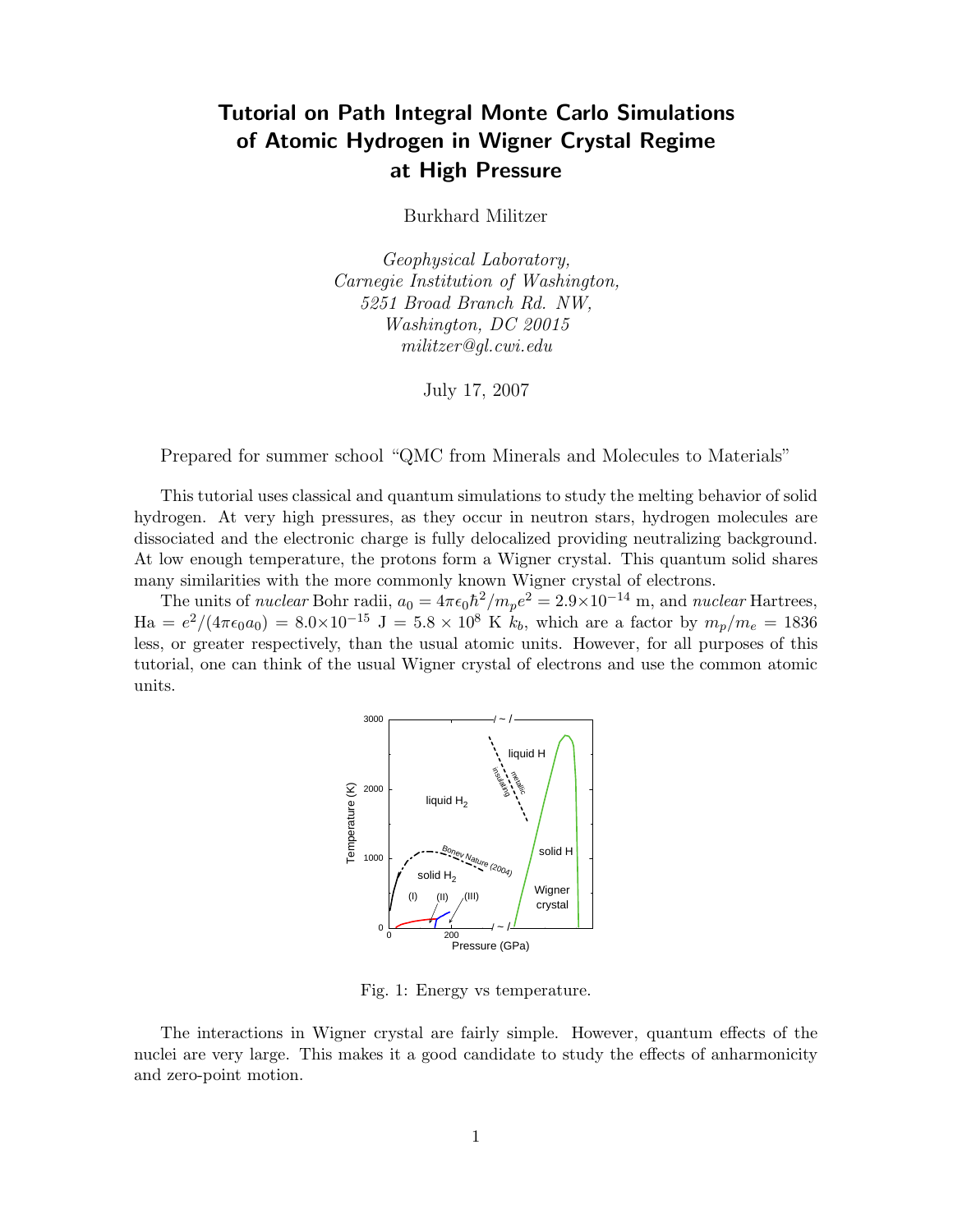# Tutorial on Path Integral Monte Carlo Simulations of Atomic Hydrogen in Wigner Crystal Regime at High Pressure

Burkhard Militzer

*Geophysical Laboratory,*
*Carnegie Institution of Washington,*
*5251 Broad Branch Rd. NW,*
*Washington, DC 20015*
*militzer@gl.cwi.edu*

July 17, 2007

Prepared for summer school "QMC from Minerals and Molecules to Materials"

This tutorial uses classical and quantum simulations to study the melting behavior of solid hydrogen. At very high pressures, as they occur in neutron stars, hydrogen molecules are dissociated and the electronic charge is fully delocalized providing neutralizing background. At low enough temperature, the protons form a Wigner crystal. This quantum solid shares many similarities with the more commonly known Wigner crystal of electrons.

The units of *nuclear* Bohr radii, $a_0 = 4\pi\epsilon_0\hbar^2/m_p e^2 = 2.9\times10^{-14}$ m, and *nuclear* Hartrees, $\text{Ha} = e^2/(4\pi\epsilon_0 a_0) = 8.0\times10^{-15}$ J $= 5.8\times10^8$ K $k_b$, which are a factor by $m_p/m_e = 1836$ less, or greater respectively, than the usual atomic units. However, for all purposes of this tutorial, one can think of the usual Wigner crystal of electrons and use the common atomic units.

3000
2000
1000
0
Temperature (K)
0
200
Pressure (GPa)
liquid H
liquid $H_2$
insulating
metallic
Bonev Nature (2004)
solid $H_2$
solid H
Wigner crystal
(I)
(II)
(III)

Fig. 1: Energy vs temperature.

The interactions in Wigner crystal are fairly simple. However, quantum effects of the nuclei are very large. This makes it a good candidate to study the effects of anharmonicity and zero-point motion.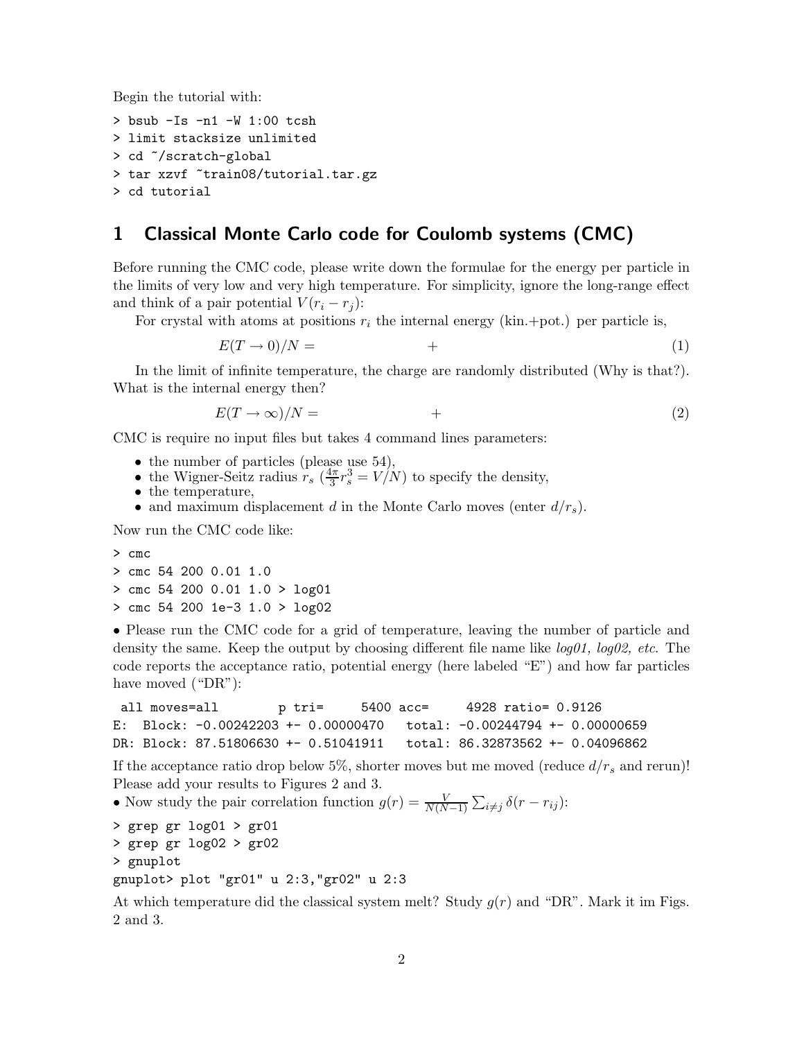Begin the tutorial with:

```
> bsub -Is -n1 -W 1:00 tcsh
> limit stacksize unlimited
> cd ~/scratch-global
> tar xzvf ~train08/tutorial.tar.gz
> cd tutorial
```

# 1 Classical Monte Carlo code for Coulomb systems (CMC)

Before running the CMC code, please write down the formulae for the energy per particle in the limits of very low and very high temperature. For simplicity, ignore the long-range effect and think of a pair potential $V(r_i - r_j)$:

For crystal with atoms at positions $r_i$ the internal energy (kin.+pot.) per particle is,

$$E(T \to 0)/N = \qquad\qquad + \qquad\qquad (1)$$

In the limit of infinite temperature, the charge are randomly distributed (Why is that?). What is the internal energy then?

$$E(T \to \infty)/N = \qquad\qquad + \qquad\qquad (2)$$

CMC is require no input files but takes 4 command lines parameters:

- the number of particles (please use 54),
- the Wigner-Seitz radius $r_s$ ($\frac{4\pi}{3}r_s^3 = V/N$) to specify the density,
- the temperature,
- and maximum displacement $d$ in the Monte Carlo moves (enter $d/r_s$).

Now run the CMC code like:

```
> cmc
> cmc 54 200 0.01 1.0
> cmc 54 200 0.01 1.0 > log01
> cmc 54 200 1e-3 1.0 > log02
```

• Please run the CMC code for a grid of temperature, leaving the number of particle and density the same. Keep the output by choosing different file name like *log01, log02, etc.* The code reports the acceptance ratio, potential energy (here labeled "E") and how far particles have moved ("DR"):

```
 all moves=all        p tri=     5400 acc=     4928 ratio= 0.9126
E:  Block: -0.00242203 +- 0.00000470   total: -0.00244794 +- 0.00000659
DR: Block: 87.51806630 +- 0.51041911   total: 86.32873562 +- 0.04096862
```

If the acceptance ratio drop below 5%, shorter moves but me moved (reduce $d/r_s$ and rerun)! Please add your results to Figures 2 and 3.

• Now study the pair correlation function $g(r) = \frac{V}{N(N-1)} \sum_{i \neq j} \delta(r - r_{ij})$:

```
> grep gr log01 > gr01
> grep gr log02 > gr02
> gnuplot
gnuplot> plot "gr01" u 2:3,"gr02" u 2:3
```

At which temperature did the classical system melt? Study $g(r)$ and "DR". Mark it im Figs. 2 and 3.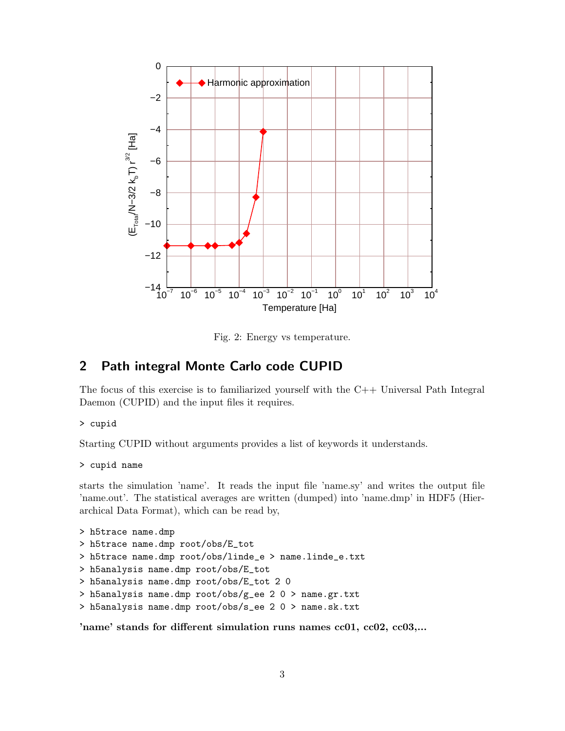0
−2
−4
−6
−8
−10
−12
−14

$(E_{Total}/N-3/2\ k_b T)\ r^{3/2}$ [Ha]

Harmonic approximation

$10^{-7}$ $10^{-6}$ $10^{-5}$ $10^{-4}$ $10^{-3}$ $10^{-2}$ $10^{-1}$ $10^{0}$ $10^{1}$ $10^{2}$ $10^{3}$ $10^{4}$

Temperature [Ha]

Fig. 2: Energy vs temperature.

## 2 Path integral Monte Carlo code CUPID

The focus of this exercise is to familiarized yourself with the C++ Universal Path Integral Daemon (CUPID) and the input files it requires.

```
> cupid
```

Starting CUPID without arguments provides a list of keywords it understands.

```
> cupid name
```

starts the simulation 'name'. It reads the input file 'name.sy' and writes the output file 'name.out'. The statistical averages are written (dumped) into 'name.dmp' in HDF5 (Hierarchical Data Format), which can be read by,

```
> h5trace name.dmp
> h5trace name.dmp root/obs/E_tot
> h5trace name.dmp root/obs/linde_e > name.linde_e.txt
> h5analysis name.dmp root/obs/E_tot
> h5analysis name.dmp root/obs/E_tot 2 0
> h5analysis name.dmp root/obs/g_ee 2 0 > name.gr.txt
> h5analysis name.dmp root/obs/s_ee 2 0 > name.sk.txt
```

**'name' stands for different simulation runs names cc01, cc02, cc03,...**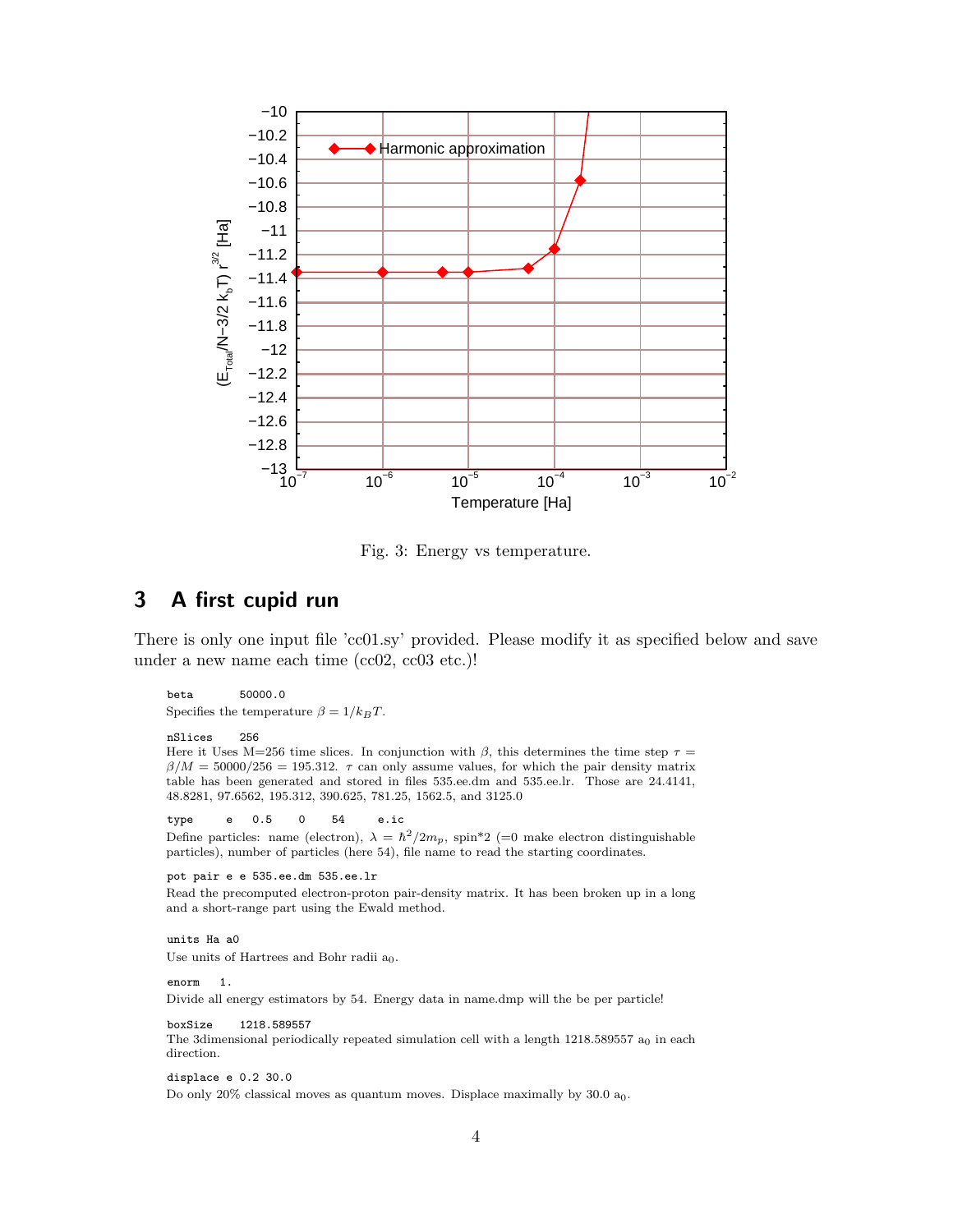−10
−10.2
−10.4
−10.6
−10.8
−11
−11.2
−11.4
−11.6
−11.8
−12
−12.2
−12.4
−12.6
−12.8
−13

$10^{-7}$ $10^{-6}$ $10^{-5}$ $10^{-4}$ $10^{-3}$ $10^{-2}$

Temperature [Ha]

$(E_{Total}/N-3/2\ k_b T)\ r^{3/2}$ [Ha]

Harmonic approximation

Fig. 3: Energy vs temperature.

## 3 A first cupid run

There is only one input file 'cc01.sy' provided. Please modify it as specified below and save under a new name each time (cc02, cc03 etc.)!

```
beta      50000.0
```

Specifies the temperature $\beta = 1/k_B T$.

```
nSlices   256
```

Here it Uses M=256 time slices. In conjunction with $\beta$, this determines the time step $\tau = \beta/M = 50000/256 = 195.312$. $\tau$ can only assume values, for which the pair density matrix table has been generated and stored in files 535.ee.dm and 535.ee.lr. Those are 24.4141, 48.8281, 97.6562, 195.312, 390.625, 781.25, 1562.5, and 3125.0

```
type    e   0.5    0    54     e.ic
```

Define particles: name (electron), $\lambda = \hbar^2/2m_p$, spin*2 (=0 make electron distinguishable particles), number of particles (here 54), file name to read the starting coordinates.

```
pot pair e e 535.ee.dm 535.ee.lr
```

Read the precomputed electron-proton pair-density matrix. It has been broken up in a long and a short-range part using the Ewald method.

```
units Ha a0
```

Use units of Hartrees and Bohr radii $a_0$.

```
enorm   1.
```

Divide all energy estimators by 54. Energy data in name.dmp will the be per particle!

```
boxSize   1218.589557
```

The 3dimensional periodically repeated simulation cell with a length 1218.589557 $a_0$ in each direction.

```
displace e 0.2 30.0
```

Do only 20% classical moves as quantum moves. Displace maximally by 30.0 $a_0$.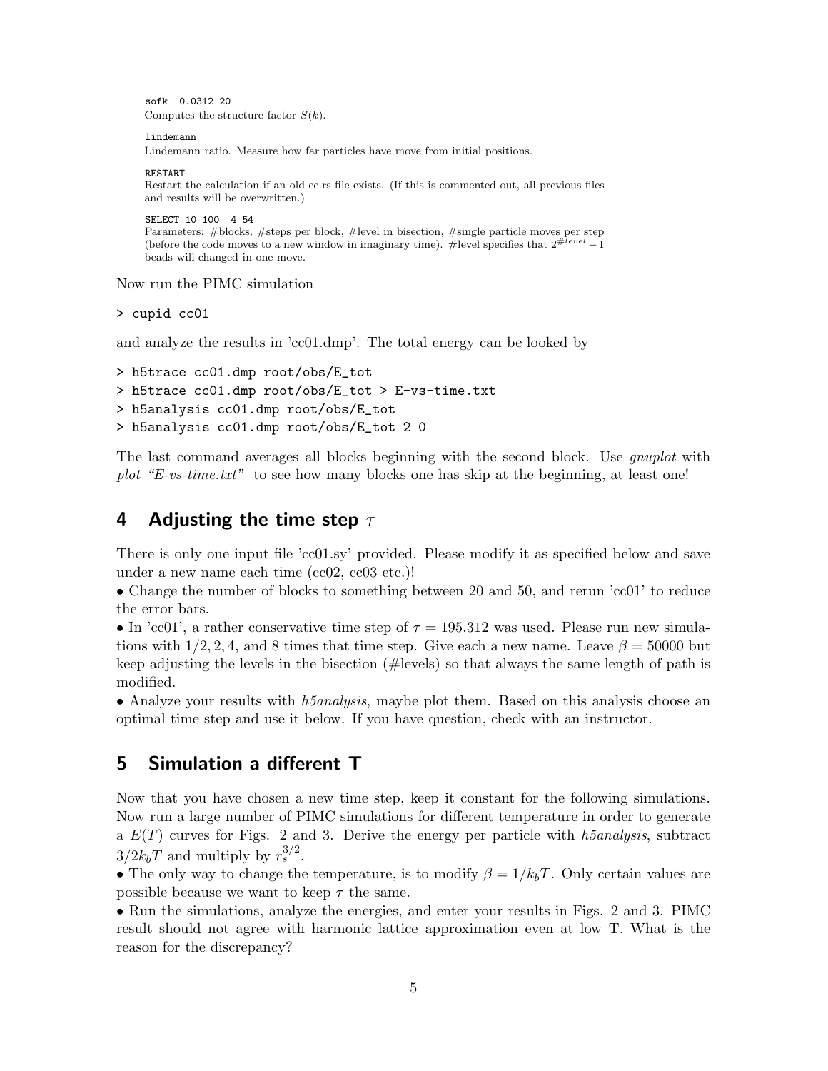```
sofk 0.0312 20
```

Computes the structure factor $S(k)$.

```
lindemann
```

Lindemann ratio. Measure how far particles have move from initial positions.

```
RESTART
```

Restart the calculation if an old cc.rs file exists. (If this is commented out, all previous files and results will be overwritten.)

```
SELECT 10 100  4 54
```

Parameters: #blocks, #steps per block, #level in bisection, #single particle moves per step (before the code moves to a new window in imaginary time). #level specifies that $2^{\#level} - 1$ beads will changed in one move.

Now run the PIMC simulation

```
> cupid cc01
```

and analyze the results in 'cc01.dmp'. The total energy can be looked by

```
> h5trace cc01.dmp root/obs/E_tot
> h5trace cc01.dmp root/obs/E_tot > E-vs-time.txt
> h5analysis cc01.dmp root/obs/E_tot
> h5analysis cc01.dmp root/obs/E_tot 2 0
```

The last command averages all blocks beginning with the second block. Use *gnuplot* with *plot "E-vs-time.txt"* to see how many blocks one has skip at the beginning, at least one!

## 4 Adjusting the time step $\tau$

There is only one input file 'cc01.sy' provided. Please modify it as specified below and save under a new name each time (cc02, cc03 etc.)!

- Change the number of blocks to something between 20 and 50, and rerun 'cc01' to reduce the error bars.
- In 'cc01', a rather conservative time step of $\tau = 195.312$ was used. Please run new simulations with $1/2, 2, 4$, and 8 times that time step. Give each a new name. Leave $\beta = 50000$ but keep adjusting the levels in the bisection (#levels) so that always the same length of path is modified.
- Analyze your results with *h5analysis*, maybe plot them. Based on this analysis choose an optimal time step and use it below. If you have question, check with an instructor.

## 5 Simulation a different T

Now that you have chosen a new time step, keep it constant for the following simulations. Now run a large number of PIMC simulations for different temperature in order to generate a $E(T)$ curves for Figs. 2 and 3. Derive the energy per particle with *h5analysis*, subtract $3/2k_bT$ and multiply by $r_s^{3/2}$.

- The only way to change the temperature, is to modify $\beta = 1/k_bT$. Only certain values are possible because we want to keep $\tau$ the same.
- Run the simulations, analyze the energies, and enter your results in Figs. 2 and 3. PIMC result should not agree with harmonic lattice approximation even at low T. What is the reason for the discrepancy?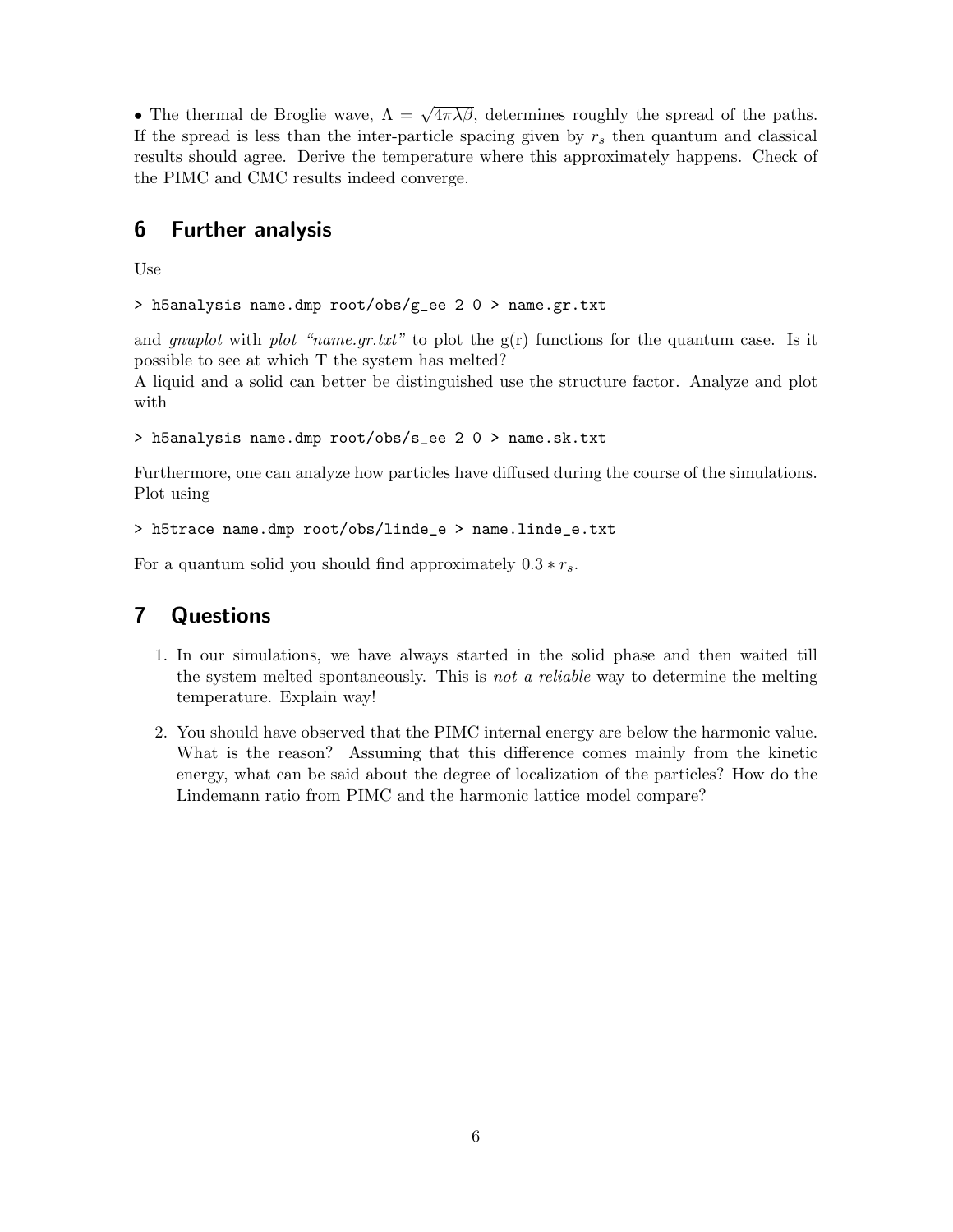- The thermal de Broglie wave, $\Lambda = \sqrt{4\pi\lambda\beta}$, determines roughly the spread of the paths. If the spread is less than the inter-particle spacing given by $r_s$ then quantum and classical results should agree. Derive the temperature where this approximately happens. Check of the PIMC and CMC results indeed converge.

## 6 Further analysis

Use

```
> h5analysis name.dmp root/obs/g_ee 2 0 > name.gr.txt
```

and *gnuplot* with *plot "name.gr.txt"* to plot the g(r) functions for the quantum case. Is it possible to see at which T the system has melted?

A liquid and a solid can better be distinguished use the structure factor. Analyze and plot with

```
> h5analysis name.dmp root/obs/s_ee 2 0 > name.sk.txt
```

Furthermore, one can analyze how particles have diffused during the course of the simulations. Plot using

```
> h5trace name.dmp root/obs/linde_e > name.linde_e.txt
```

For a quantum solid you should find approximately $0.3 * r_s$.

## 7 Questions

1. In our simulations, we have always started in the solid phase and then waited till the system melted spontaneously. This is *not a reliable* way to determine the melting temperature. Explain way!
2. You should have observed that the PIMC internal energy are below the harmonic value. What is the reason? Assuming that this difference comes mainly from the kinetic energy, what can be said about the degree of localization of the particles? How do the Lindemann ratio from PIMC and the harmonic lattice model compare?